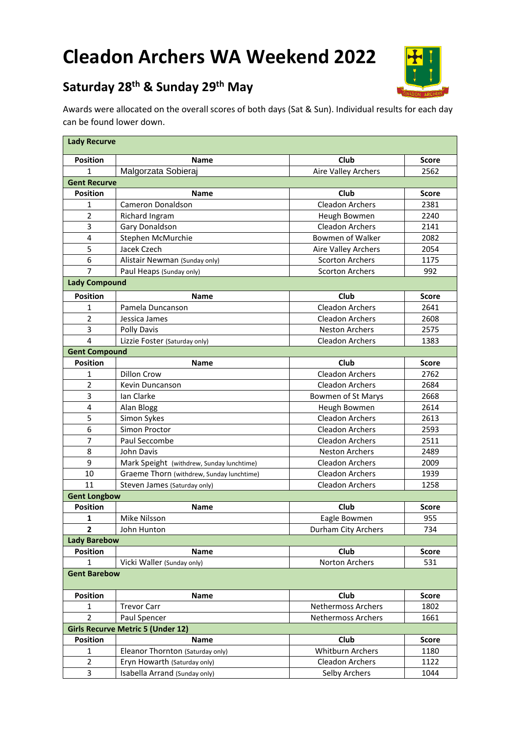# Cleadon Archers WA Weekend 2022

## Saturday 28th & Sunday 29th May

Awards were allocated on the overall scores of both days (Sat & Sun). Individual results for each day can be found lower down.

| **Lady Recurve** | | | |
|---|---|---|---|
| **Position** | **Name** | **Club** | **Score** |
| 1 | Malgorzata Sobieraj | Aire Valley Archers | 2562 |
| **Gent Recurve** | | | |
| **Position** | **Name** | **Club** | **Score** |
| 1 | Cameron Donaldson | Cleadon Archers | 2381 |
| 2 | Richard Ingram | Heugh Bowmen | 2240 |
| 3 | Gary Donaldson | Cleadon Archers | 2141 |
| 4 | Stephen McMurchie | Bowmen of Walker | 2082 |
| 5 | Jacek Czech | Aire Valley Archers | 2054 |
| 6 | Alistair Newman (Sunday only) | Scorton Archers | 1175 |
| 7 | Paul Heaps (Sunday only) | Scorton Archers | 992 |
| **Lady Compound** | | | |
| **Position** | **Name** | **Club** | **Score** |
| 1 | Pamela Duncanson | Cleadon Archers | 2641 |
| 2 | Jessica James | Cleadon Archers | 2608 |
| 3 | Polly Davis | Neston Archers | 2575 |
| 4 | Lizzie Foster (Saturday only) | Cleadon Archers | 1383 |
| **Gent Compound** | | | |
| **Position** | **Name** | **Club** | **Score** |
| 1 | Dillon Crow | Cleadon Archers | 2762 |
| 2 | Kevin Duncanson | Cleadon Archers | 2684 |
| 3 | Ian Clarke | Bowmen of St Marys | 2668 |
| 4 | Alan Blogg | Heugh Bowmen | 2614 |
| 5 | Simon Sykes | Cleadon Archers | 2613 |
| 6 | Simon Proctor | Cleadon Archers | 2593 |
| 7 | Paul Seccombe | Cleadon Archers | 2511 |
| 8 | John Davis | Neston Archers | 2489 |
| 9 | Mark Speight (withdrew, Sunday lunchtime) | Cleadon Archers | 2009 |
| 10 | Graeme Thorn (withdrew, Sunday lunchtime) | Cleadon Archers | 1939 |
| 11 | Steven James (Saturday only) | Cleadon Archers | 1258 |
| **Gent Longbow** | | | |
| **Position** | **Name** | **Club** | **Score** |
| **1** | Mike Nilsson | Eagle Bowmen | 955 |
| **2** | John Hunton | Durham City Archers | 734 |
| **Lady Barebow** | | | |
| **Position** | **Name** | **Club** | **Score** |
| 1 | Vicki Waller (Sunday only) | Norton Archers | 531 |
| **Gent Barebow** | | | |
| **Position** | **Name** | **Club** | **Score** |
| 1 | Trevor Carr | Nethermoss Archers | 1802 |
| 2 | Paul Spencer | Nethermoss Archers | 1661 |
| **Girls Recurve Metric 5 (Under 12)** | | | |
| **Position** | **Name** | **Club** | **Score** |
| 1 | Eleanor Thornton (Saturday only) | Whitburn Archers | 1180 |
| 2 | Eryn Howarth (Saturday only) | Cleadon Archers | 1122 |
| 3 | Isabella Arrand (Sunday only) | Selby Archers | 1044 |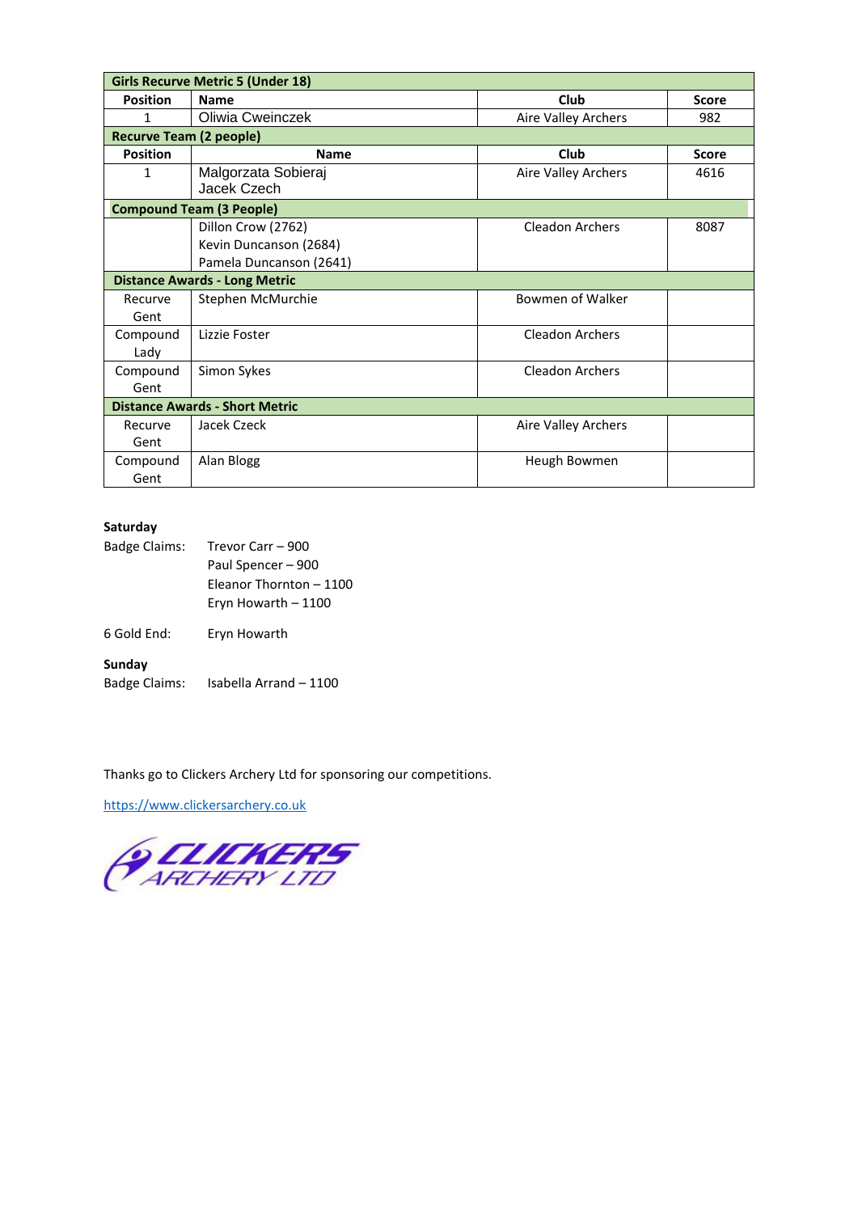| **Girls Recurve Metric 5 (Under 18)** | | | |
|---|---|---|---|
| **Position** | **Name** | **Club** | **Score** |
| 1 | Oliwia Cweinczek | Aire Valley Archers | 982 |
| **Recurve Team (2 people)** | | | |
| **Position** | **Name** | **Club** | **Score** |
| 1 | Malgorzata Sobieraj<br>Jacek Czech | Aire Valley Archers | 4616 |
| **Compound Team (3 People)** | | | |
| | Dillon Crow (2762)<br>Kevin Duncanson (2684)<br>Pamela Duncanson (2641) | Cleadon Archers | 8087 |
| **Distance Awards - Long Metric** | | | |
| Recurve Gent | Stephen McMurchie | Bowmen of Walker | |
| Compound Lady | Lizzie Foster | Cleadon Archers | |
| Compound Gent | Simon Sykes | Cleadon Archers | |
| **Distance Awards - Short Metric** | | | |
| Recurve Gent | Jacek Czeck | Aire Valley Archers | |
| Compound Gent | Alan Blogg | Heugh Bowmen | |

**Saturday**

Badge Claims:
- Trevor Carr – 900
- Paul Spencer – 900
- Eleanor Thornton – 1100
- Eryn Howarth – 1100

6 Gold End: Eryn Howarth

**Sunday**

Badge Claims: Isabella Arrand – 1100

Thanks go to Clickers Archery Ltd for sponsoring our competitions.

https://www.clickersarchery.co.uk

CLICKERS ARCHERY LTD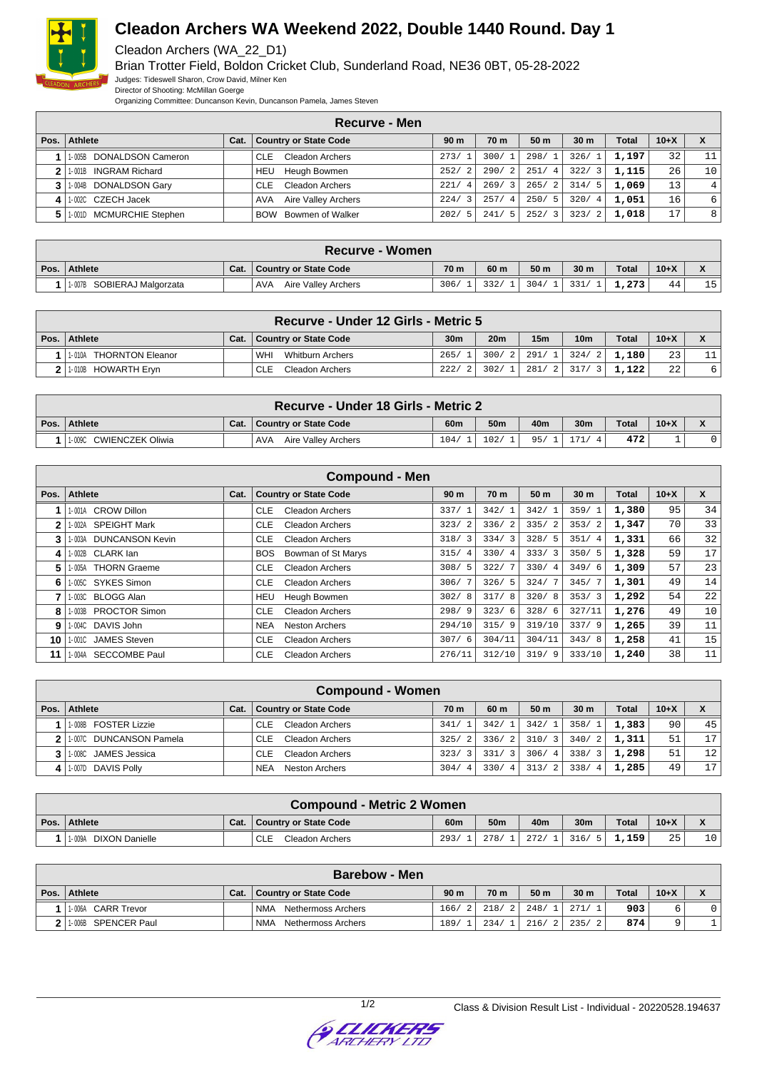# Cleadon Archers WA Weekend 2022, Double 1440 Round. Day 1

Cleadon Archers (WA_22_D1)

Brian Trotter Field, Boldon Cricket Club, Sunderland Road, NE36 0BT, 05-28-2022

Judges: Tideswell Sharon, Crow David, Milner Ken

Director of Shooting: McMillan Goerge

Organizing Committee: Duncanson Kevin, Duncanson Pamela, James Steven

## Recurve - Men

| Pos. | Athlete | Cat. | Country or State Code | 90 m | 70 m | 50 m | 30 m | Total | 10+X | X |
|---|---|---|---|---|---|---|---|---|---|---|
| 1 | 1-005B DONALDSON Cameron | | CLE Cleadon Archers | 273/ 1 | 300/ 1 | 298/ 1 | 326/ 1 | 1,197 | 32 | 11 |
| 2 | 1-001B INGRAM Richard | | HEU Heugh Bowmen | 252/ 2 | 290/ 2 | 251/ 4 | 322/ 3 | 1,115 | 26 | 10 |
| 3 | 1-004B DONALDSON Gary | | CLE Cleadon Archers | 221/ 4 | 269/ 3 | 265/ 2 | 314/ 5 | 1,069 | 13 | 4 |
| 4 | 1-002C CZECH Jacek | | AVA Aire Valley Archers | 224/ 3 | 257/ 4 | 250/ 5 | 320/ 4 | 1,051 | 16 | 6 |
| 5 | 1-001D MCMURCHIE Stephen | | BOW Bowmen of Walker | 202/ 5 | 241/ 5 | 252/ 3 | 323/ 2 | 1,018 | 17 | 8 |

## Recurve - Women

| Pos. | Athlete | Cat. | Country or State Code | 70 m | 60 m | 50 m | 30 m | Total | 10+X | X |
|---|---|---|---|---|---|---|---|---|---|---|
| 1 | 1-007B SOBIERAJ Malgorzata | | AVA Aire Valley Archers | 306/ 1 | 332/ 1 | 304/ 1 | 331/ 1 | 1,273 | 44 | 15 |

## Recurve - Under 12 Girls - Metric 5

| Pos. | Athlete | Cat. | Country or State Code | 30m | 20m | 15m | 10m | Total | 10+X | X |
|---|---|---|---|---|---|---|---|---|---|---|
| 1 | 1-010A THORNTON Eleanor | | WHI Whitburn Archers | 265/ 1 | 300/ 2 | 291/ 1 | 324/ 2 | 1,180 | 23 | 11 |
| 2 | 1-010B HOWARTH Eryn | | CLE Cleadon Archers | 222/ 2 | 302/ 1 | 281/ 2 | 317/ 3 | 1,122 | 22 | 6 |

## Recurve - Under 18 Girls - Metric 2

| Pos. | Athlete | Cat. | Country or State Code | 60m | 50m | 40m | 30m | Total | 10+X | X |
|---|---|---|---|---|---|---|---|---|---|---|
| 1 | 1-009C CWIENCZEK Oliwia | | AVA Aire Valley Archers | 104/ 1 | 102/ 1 | 95/ 1 | 171/ 4 | 472 | 1 | 0 |

## Compound - Men

| Pos. | Athlete | Cat. | Country or State Code | 90 m | 70 m | 50 m | 30 m | Total | 10+X | X |
|---|---|---|---|---|---|---|---|---|---|---|
| 1 | 1-001A CROW Dillon | | CLE Cleadon Archers | 337/ 1 | 342/ 1 | 342/ 1 | 359/ 1 | 1,380 | 95 | 34 |
| 2 | 1-002A SPEIGHT Mark | | CLE Cleadon Archers | 323/ 2 | 336/ 2 | 335/ 2 | 353/ 2 | 1,347 | 70 | 33 |
| 3 | 1-003A DUNCANSON Kevin | | CLE Cleadon Archers | 318/ 3 | 334/ 3 | 328/ 5 | 351/ 4 | 1,331 | 66 | 32 |
| 4 | 1-002B CLARK Ian | | BOS Bowman of St Marys | 315/ 4 | 330/ 4 | 333/ 3 | 350/ 5 | 1,328 | 59 | 17 |
| 5 | 1-005A THORN Graeme | | CLE Cleadon Archers | 308/ 5 | 322/ 7 | 330/ 4 | 349/ 6 | 1,309 | 57 | 23 |
| 6 | 1-005C SYKES Simon | | CLE Cleadon Archers | 306/ 7 | 326/ 5 | 324/ 7 | 345/ 7 | 1,301 | 49 | 14 |
| 7 | 1-003C BLOGG Alan | | HEU Heugh Bowmen | 302/ 8 | 317/ 8 | 320/ 8 | 353/ 3 | 1,292 | 54 | 22 |
| 8 | 1-003B PROCTOR Simon | | CLE Cleadon Archers | 298/ 9 | 323/ 6 | 328/ 6 | 327/11 | 1,276 | 49 | 10 |
| 9 | 1-004C DAVIS John | | NEA Neston Archers | 294/10 | 315/ 9 | 319/10 | 337/ 9 | 1,265 | 39 | 11 |
| 10 | 1-001C JAMES Steven | | CLE Cleadon Archers | 307/ 6 | 304/11 | 304/11 | 343/ 8 | 1,258 | 41 | 15 |
| 11 | 1-004A SECCOMBE Paul | | CLE Cleadon Archers | 276/11 | 312/10 | 319/ 9 | 333/10 | 1,240 | 38 | 11 |

## Compound - Women

| Pos. | Athlete | Cat. | Country or State Code | 70 m | 60 m | 50 m | 30 m | Total | 10+X | X |
|---|---|---|---|---|---|---|---|---|---|---|
| 1 | 1-008B FOSTER Lizzie | | CLE Cleadon Archers | 341/ 1 | 342/ 1 | 342/ 1 | 358/ 1 | 1,383 | 90 | 45 |
| 2 | 1-007C DUNCANSON Pamela | | CLE Cleadon Archers | 325/ 2 | 336/ 2 | 310/ 3 | 340/ 2 | 1,311 | 51 | 17 |
| 3 | 1-008C JAMES Jessica | | CLE Cleadon Archers | 323/ 3 | 331/ 3 | 306/ 4 | 338/ 3 | 1,298 | 51 | 12 |
| 4 | 1-007D DAVIS Polly | | NEA Neston Archers | 304/ 4 | 330/ 4 | 313/ 2 | 338/ 4 | 1,285 | 49 | 17 |

## Compound - Metric 2 Women

| Pos. | Athlete | Cat. | Country or State Code | 60m | 50m | 40m | 30m | Total | 10+X | X |
|---|---|---|---|---|---|---|---|---|---|---|
| 1 | 1-009A DIXON Danielle | | CLE Cleadon Archers | 293/ 1 | 278/ 1 | 272/ 1 | 316/ 5 | 1,159 | 25 | 10 |

## Barebow - Men

| Pos. | Athlete | Cat. | Country or State Code | 90 m | 70 m | 50 m | 30 m | Total | 10+X | X |
|---|---|---|---|---|---|---|---|---|---|---|
| 1 | 1-006A CARR Trevor | | NMA Nethermoss Archers | 166/ 2 | 218/ 2 | 248/ 1 | 271/ 1 | 903 | 6 | 0 |
| 2 | 1-006B SPENCER Paul | | NMA Nethermoss Archers | 189/ 1 | 234/ 1 | 216/ 2 | 235/ 2 | 874 | 9 | 1 |

Class & Division Result List - Individual - 20220528.194637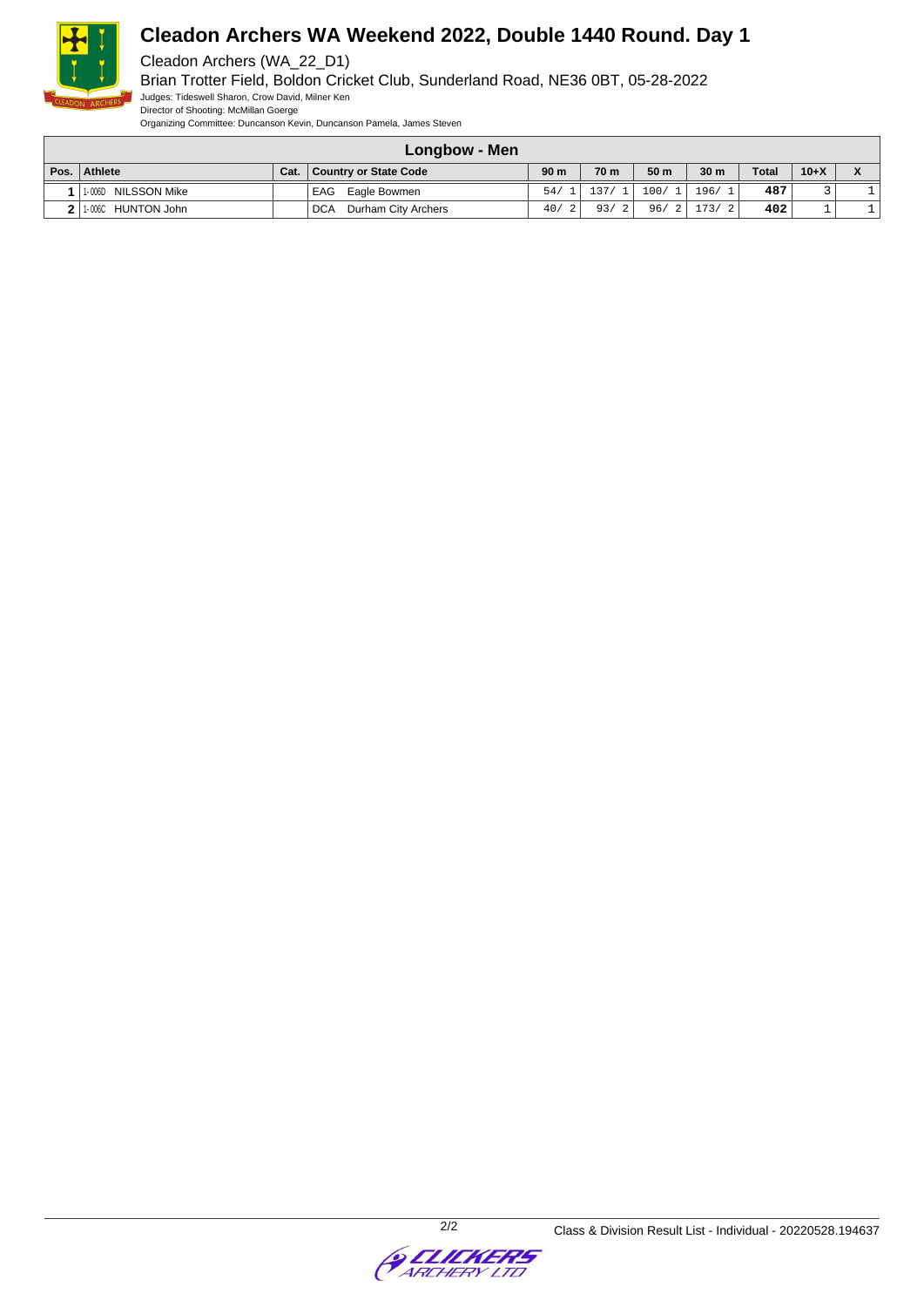# Cleadon Archers WA Weekend 2022, Double 1440 Round. Day 1

Cleadon Archers (WA_22_D1)

Brian Trotter Field, Boldon Cricket Club, Sunderland Road, NE36 0BT, 05-28-2022

Judges: Tideswell Sharon, Crow David, Milner Ken

Director of Shooting: McMillan Goerge

Organizing Committee: Duncanson Kevin, Duncanson Pamela, James Steven

## Longbow - Men

| Pos. | Athlete | Cat. | Country or State Code | 90 m | 70 m | 50 m | 30 m | Total | 10+X | X |
|---|---|---|---|---|---|---|---|---|---|---|
| 1 | 1-006D NILSSON Mike | | EAG Eagle Bowmen | 54/ 1 | 137/ 1 | 100/ 1 | 196/ 1 | 487 | 3 | 1 |
| 2 | 1-006C HUNTON John | | DCA Durham City Archers | 40/ 2 | 93/ 2 | 96/ 2 | 173/ 2 | 402 | 1 | 1 |

Class & Division Result List - Individual - 20220528.194637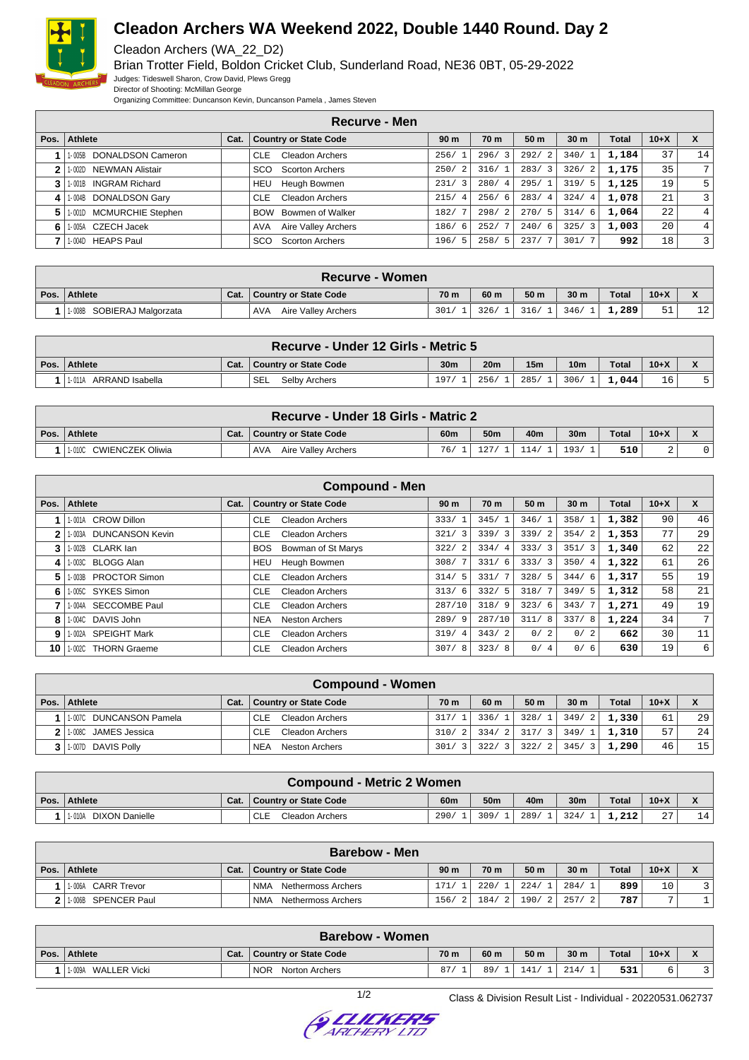# Cleadon Archers WA Weekend 2022, Double 1440 Round. Day 2

Cleadon Archers (WA_22_D2)

Brian Trotter Field, Boldon Cricket Club, Sunderland Road, NE36 0BT, 05-29-2022

Judges: Tideswell Sharon, Crow David, Plews Gregg

Director of Shooting: McMillan George

Organizing Committee: Duncanson Kevin, Duncanson Pamela , James Steven

## Recurve - Men

| Pos. | Athlete | Cat. | Country or State Code | 90 m | 70 m | 50 m | 30 m | Total | 10+X | X |
|---|---|---|---|---|---|---|---|---|---|---|
| 1 | 1-005B DONALDSON Cameron | | CLE Cleadon Archers | 256/ 1 | 296/ 3 | 292/ 2 | 340/ 1 | 1,184 | 37 | 14 |
| 2 | 1-002D NEWMAN Alistair | | SCO Scorton Archers | 250/ 2 | 316/ 1 | 283/ 3 | 326/ 2 | 1,175 | 35 | 7 |
| 3 | 1-001B INGRAM Richard | | HEU Heugh Bowmen | 231/ 3 | 280/ 4 | 295/ 1 | 319/ 5 | 1,125 | 19 | 5 |
| 4 | 1-004B DONALDSON Gary | | CLE Cleadon Archers | 215/ 4 | 256/ 6 | 283/ 4 | 324/ 4 | 1,078 | 21 | 3 |
| 5 | 1-001D MCMURCHIE Stephen | | BOW Bowmen of Walker | 182/ 7 | 298/ 2 | 270/ 5 | 314/ 6 | 1,064 | 22 | 4 |
| 6 | 1-005A CZECH Jacek | | AVA Aire Valley Archers | 186/ 6 | 252/ 7 | 240/ 6 | 325/ 3 | 1,003 | 20 | 4 |
| 7 | 1-004D HEAPS Paul | | SCO Scorton Archers | 196/ 5 | 258/ 5 | 237/ 7 | 301/ 7 | 992 | 18 | 3 |

## Recurve - Women

| Pos. | Athlete | Cat. | Country or State Code | 70 m | 60 m | 50 m | 30 m | Total | 10+X | X |
|---|---|---|---|---|---|---|---|---|---|---|
| 1 | 1-008B SOBIERAJ Malgorzata | | AVA Aire Valley Archers | 301/ 1 | 326/ 1 | 316/ 1 | 346/ 1 | 1,289 | 51 | 12 |

## Recurve - Under 12 Girls - Metric 5

| Pos. | Athlete | Cat. | Country or State Code | 30m | 20m | 15m | 10m | Total | 10+X | X |
|---|---|---|---|---|---|---|---|---|---|---|
| 1 | 1-011A ARRAND Isabella | | SEL Selby Archers | 197/ 1 | 256/ 1 | 285/ 1 | 306/ 1 | 1,044 | 16 | 5 |

## Recurve - Under 18 Girls - Matric 2

| Pos. | Athlete | Cat. | Country or State Code | 60m | 50m | 40m | 30m | Total | 10+X | X |
|---|---|---|---|---|---|---|---|---|---|---|
| 1 | 1-010C CWIENCZEK Oliwia | | AVA Aire Valley Archers | 76/ 1 | 127/ 1 | 114/ 1 | 193/ 1 | 510 | 2 | 0 |

## Compound - Men

| Pos. | Athlete | Cat. | Country or State Code | 90 m | 70 m | 50 m | 30 m | Total | 10+X | X |
|---|---|---|---|---|---|---|---|---|---|---|
| 1 | 1-001A CROW Dillon | | CLE Cleadon Archers | 333/ 1 | 345/ 1 | 346/ 1 | 358/ 1 | 1,382 | 90 | 46 |
| 2 | 1-003A DUNCANSON Kevin | | CLE Cleadon Archers | 321/ 3 | 339/ 3 | 339/ 2 | 354/ 2 | 1,353 | 77 | 29 |
| 3 | 1-002B CLARK Ian | | BOS Bowman of St Marys | 322/ 2 | 334/ 4 | 333/ 3 | 351/ 3 | 1,340 | 62 | 22 |
| 4 | 1-003C BLOGG Alan | | HEU Heugh Bowmen | 308/ 7 | 331/ 6 | 333/ 3 | 350/ 4 | 1,322 | 61 | 26 |
| 5 | 1-003B PROCTOR Simon | | CLE Cleadon Archers | 314/ 5 | 331/ 7 | 328/ 5 | 344/ 6 | 1,317 | 55 | 19 |
| 6 | 1-005C SYKES Simon | | CLE Cleadon Archers | 313/ 6 | 332/ 5 | 318/ 7 | 349/ 5 | 1,312 | 58 | 21 |
| 7 | 1-004A SECCOMBE Paul | | CLE Cleadon Archers | 287/10 | 318/ 9 | 323/ 6 | 343/ 7 | 1,271 | 49 | 19 |
| 8 | 1-004C DAVIS John | | NEA Neston Archers | 289/ 9 | 287/10 | 311/ 8 | 337/ 8 | 1,224 | 34 | 7 |
| 9 | 1-002A SPEIGHT Mark | | CLE Cleadon Archers | 319/ 4 | 343/ 2 | 0/ 2 | 0/ 2 | 662 | 30 | 11 |
| 10 | 1-002C THORN Graeme | | CLE Cleadon Archers | 307/ 8 | 323/ 8 | 0/ 4 | 0/ 6 | 630 | 19 | 6 |

## Compound - Women

| Pos. | Athlete | Cat. | Country or State Code | 70 m | 60 m | 50 m | 30 m | Total | 10+X | X |
|---|---|---|---|---|---|---|---|---|---|---|
| 1 | 1-007C DUNCANSON Pamela | | CLE Cleadon Archers | 317/ 1 | 336/ 1 | 328/ 1 | 349/ 2 | 1,330 | 61 | 29 |
| 2 | 1-008C JAMES Jessica | | CLE Cleadon Archers | 310/ 2 | 334/ 2 | 317/ 3 | 349/ 1 | 1,310 | 57 | 24 |
| 3 | 1-007D DAVIS Polly | | NEA Neston Archers | 301/ 3 | 322/ 3 | 322/ 2 | 345/ 3 | 1,290 | 46 | 15 |

## Compound - Metric 2 Women

| Pos. | Athlete | Cat. | Country or State Code | 60m | 50m | 40m | 30m | Total | 10+X | X |
|---|---|---|---|---|---|---|---|---|---|---|
| 1 | 1-010A DIXON Danielle | | CLE Cleadon Archers | 290/ 1 | 309/ 1 | 289/ 1 | 324/ 1 | 1,212 | 27 | 14 |

## Barebow - Men

| Pos. | Athlete | Cat. | Country or State Code | 90 m | 70 m | 50 m | 30 m | Total | 10+X | X |
|---|---|---|---|---|---|---|---|---|---|---|
| 1 | 1-006A CARR Trevor | | NMA Nethermoss Archers | 171/ 1 | 220/ 1 | 224/ 1 | 284/ 1 | 899 | 10 | 3 |
| 2 | 1-006B SPENCER Paul | | NMA Nethermoss Archers | 156/ 2 | 184/ 2 | 190/ 2 | 257/ 2 | 787 | 7 | 1 |

## Barebow - Women

| Pos. | Athlete | Cat. | Country or State Code | 70 m | 60 m | 50 m | 30 m | Total | 10+X | X |
|---|---|---|---|---|---|---|---|---|---|---|
| 1 | 1-009A WALLER Vicki | | NOR Norton Archers | 87/ 1 | 89/ 1 | 141/ 1 | 214/ 1 | 531 | 6 | 3 |

Class & Division Result List - Individual - 20220531.062737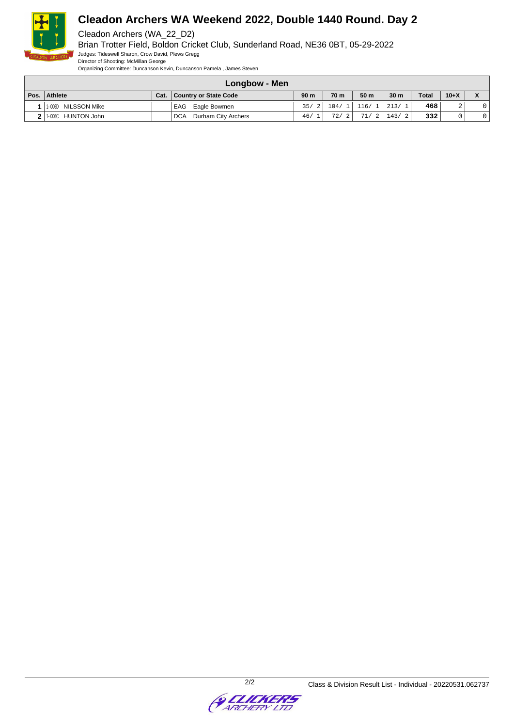# Cleadon Archers WA Weekend 2022, Double 1440 Round. Day 2

Cleadon Archers (WA_22_D2)

Brian Trotter Field, Boldon Cricket Club, Sunderland Road, NE36 0BT, 05-29-2022

Judges: Tideswell Sharon, Crow David, Plews Gregg

Director of Shooting: McMillan George

Organizing Committee: Duncanson Kevin, Duncanson Pamela , James Steven

## Longbow - Men

| Pos. | Athlete | Cat. | Country or State Code | 90 m | 70 m | 50 m | 30 m | Total | 10+X | X |
|---|---|---|---|---|---|---|---|---|---|---|
| 1 | 1-006D NILSSON Mike | | EAG Eagle Bowmen | 35/ 2 | 104/ 1 | 116/ 1 | 213/ 1 | **468** | 2 | 0 |
| 2 | 1-006C HUNTON John | | DCA Durham City Archers | 46/ 1 | 72/ 2 | 71/ 2 | 143/ 2 | **332** | 0 | 0 |

Class & Division Result List - Individual - 20220531.062737